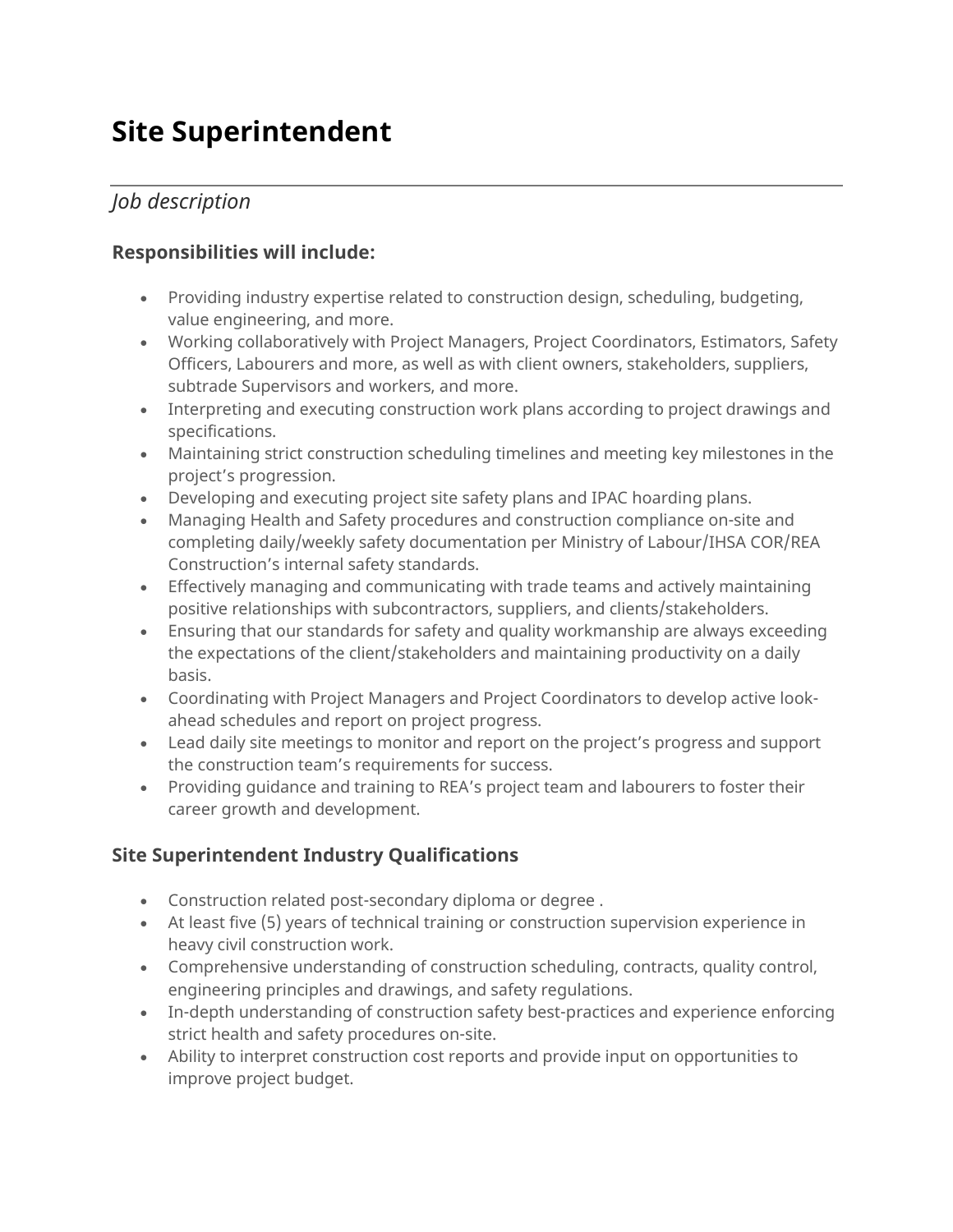# Site Superintendent

## *Job description*

### Responsibilities will include:

- Providing industry expertise related to construction design, scheduling, budgeting, value engineering, and more.
- Working collaboratively with Project Managers, Project Coordinators, Estimators, Safety Officers, Labourers and more, as well as with client owners, stakeholders, suppliers, subtrade Supervisors and workers, and more.
- Interpreting and executing construction work plans according to project drawings and specifications.
- Maintaining strict construction scheduling timelines and meeting key milestones in the project's progression.
- Developing and executing project site safety plans and IPAC hoarding plans.
- Managing Health and Safety procedures and construction compliance on-site and completing daily/weekly safety documentation per Ministry of Labour/IHSA COR/REA Construction's internal safety standards.
- Effectively managing and communicating with trade teams and actively maintaining positive relationships with subcontractors, suppliers, and clients/stakeholders.
- Ensuring that our standards for safety and quality workmanship are always exceeding the expectations of the client/stakeholders and maintaining productivity on a daily basis.
- Coordinating with Project Managers and Project Coordinators to develop active look-ahead schedules and report on project progress.
- Lead daily site meetings to monitor and report on the project's progress and support the construction team's requirements for success.
- Providing guidance and training to REA's project team and labourers to foster their career growth and development.

### Site Superintendent Industry Qualifications

- Construction related post-secondary diploma or degree .
- At least five (5) years of technical training or construction supervision experience in heavy civil construction work.
- Comprehensive understanding of construction scheduling, contracts, quality control, engineering principles and drawings, and safety regulations.
- In-depth understanding of construction safety best-practices and experience enforcing strict health and safety procedures on-site.
- Ability to interpret construction cost reports and provide input on opportunities to improve project budget.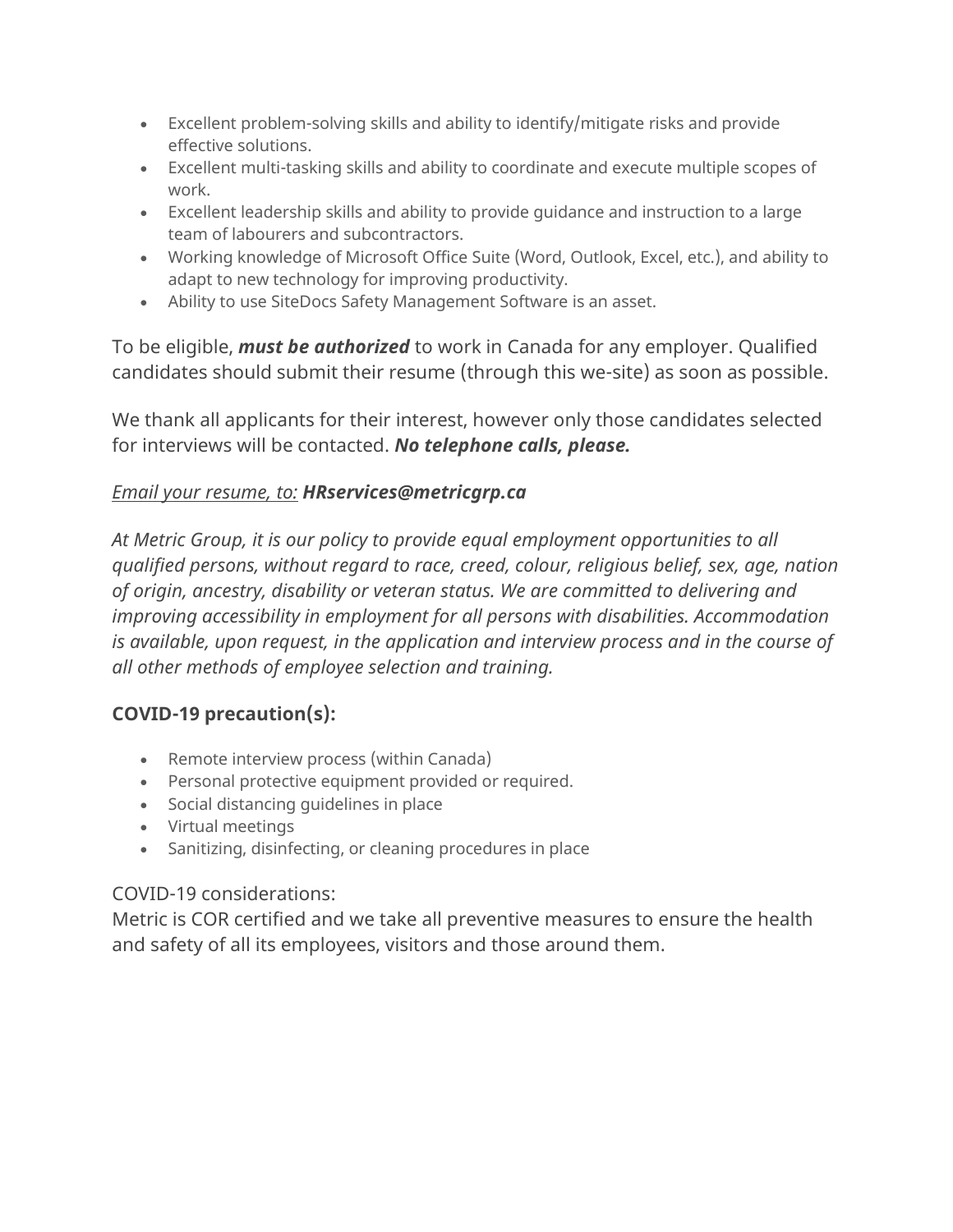- Excellent problem-solving skills and ability to identify/mitigate risks and provide effective solutions.
- Excellent multi-tasking skills and ability to coordinate and execute multiple scopes of work.
- Excellent leadership skills and ability to provide guidance and instruction to a large team of labourers and subcontractors.
- Working knowledge of Microsoft Office Suite (Word, Outlook, Excel, etc.), and ability to adapt to new technology for improving productivity.
- Ability to use SiteDocs Safety Management Software is an asset.

To be eligible, ***must be authorized*** to work in Canada for any employer. Qualified candidates should submit their resume (through this we-site) as soon as possible.

We thank all applicants for their interest, however only those candidates selected for interviews will be contacted. ***No telephone calls, please.***

*Email your resume, to:* ***HRservices@metricgrp.ca***

*At Metric Group, it is our policy to provide equal employment opportunities to all qualified persons, without regard to race, creed, colour, religious belief, sex, age, nation of origin, ancestry, disability or veteran status. We are committed to delivering and improving accessibility in employment for all persons with disabilities. Accommodation is available, upon request, in the application and interview process and in the course of all other methods of employee selection and training.*

**COVID-19 precaution(s):**

- Remote interview process (within Canada)
- Personal protective equipment provided or required.
- Social distancing guidelines in place
- Virtual meetings
- Sanitizing, disinfecting, or cleaning procedures in place

COVID-19 considerations:
Metric is COR certified and we take all preventive measures to ensure the health and safety of all its employees, visitors and those around them.